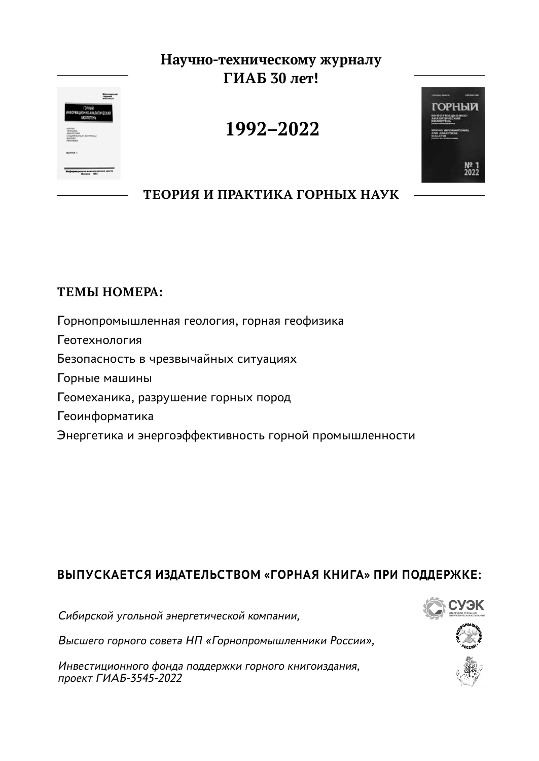**Научно-техническому журналу**
**ГИАБ 30 лет!**

**1992–2022**

**ТЕОРИЯ И ПРАКТИКА ГОРНЫХ НАУК**

**ТЕМЫ НОМЕРА:**

Горнопромышленная геология, горная геофизика

Геотехнология

Безопасность в чрезвычайных ситуациях

Горные машины

Геомеханика, разрушение горных пород

Геоинформатика

Энергетика и энергоэффективность горной промышленности

**ВЫПУСКАЕТСЯ ИЗДАТЕЛЬСТВОМ «ГОРНАЯ КНИГА» ПРИ ПОДДЕРЖКЕ:**

*Сибирской угольной энергетической компании,*

*Высшего горного совета НП «Горнопромышленники России»,*

*Инвестиционного фонда поддержки горного книгоиздания, проект ГИАБ-3545-2022*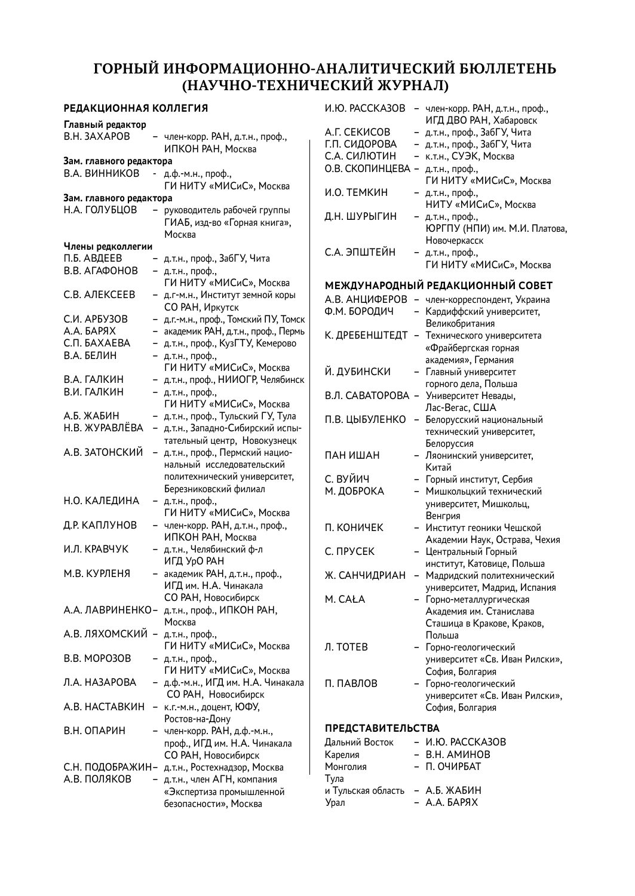# ГОРНЫЙ ИНФОРМАЦИОННО-АНАЛИТИЧЕСКИЙ БЮЛЛЕТЕНЬ (НАУЧНО-ТЕХНИЧЕСКИЙ ЖУРНАЛ)

## РЕДАКЦИОННАЯ КОЛЛЕГИЯ

**Главный редактор**

В.Н. ЗАХАРОВ – член-корр. РАН, д.т.н., проф., ИПКОН РАН, Москва

**Зам. главного редактора**

В.А. ВИННИКОВ - д.ф.-м.н., проф., ГИ НИТУ «МИСиС», Москва

**Зам. главного редактора**

Н.А. ГОЛУБЦОВ – руководитель рабочей группы ГИАБ, изд-во «Горная книга», Москва

**Члены редколлегии**

П.Б. АВДЕЕВ – д.т.н., проф., ЗабГУ, Чита
В.В. АГАФОНОВ – д.т.н., проф., ГИ НИТУ «МИСиС», Москва
С.В. АЛЕКСЕЕВ – д.г-м.н., Институт земной коры СО РАН, Иркутск
С.И. АРБУЗОВ – д.г.-м.н., проф., Томский ПУ, Томск
А.А. БАРЯХ – академик РАН, д.т.н., проф., Пермь
С.П. БАХАЕВА – д.т.н., проф., КузГТУ, Кемерово
В.А. БЕЛИН – д.т.н., проф., ГИ НИТУ «МИСиС», Москва
В.А. ГАЛКИН – д.т.н., проф., НИИОГР, Челябинск
В.И. ГАЛКИН – д.т.н., проф., ГИ НИТУ «МИСиС», Москва
А.Б. ЖАБИН – д.т.н., проф., Тульский ГУ, Тула
Н.В. ЖУРАВЛЁВА – д.т.н., Западно-Сибирский испытательный центр, Новокузнецк
А.В. ЗАТОНСКИЙ – д.т.н., проф., Пермский национальный исследовательский политехнический университет, Березниковский филиал
Н.О. КАЛЕДИНА – д.т.н., проф., ГИ НИТУ «МИСиС», Москва
Д.Р. КАПЛУНОВ – член-корр. РАН, д.т.н., проф., ИПКОН РАН, Москва
И.Л. КРАВЧУК – д.т.н., Челябинский ф-л ИГД УрО РАН
М.В. КУРЛЕНЯ – академик РАН, д.т.н., проф., ИГД им. Н.А. Чинакала СО РАН, Новосибирск
А.А. ЛАВРИНЕНКО – д.т.н., проф., ИПКОН РАН, Москва
А.В. ЛЯХОМСКИЙ – д.т.н., проф., ГИ НИТУ «МИСиС», Москва
В.В. МОРОЗОВ – д.т.н., проф., ГИ НИТУ «МИСиС», Москва
Л.А. НАЗАРОВА – д.ф.-м.н., ИГД им. Н.А. Чинакала СО РАН, Новосибирск
А.В. НАСТАВКИН – к.г.-м.н., доцент, ЮФУ, Ростов-на-Дону
В.Н. ОПАРИН – член-корр. РАН, д.ф.-м.н., проф., ИГД им. Н.А. Чинакала СО РАН, Новосибирск
С.Н. ПОДОБРАЖИН – д.т.н., Ростехнадзор, Москва
А.В. ПОЛЯКОВ – д.т.н., член АГН, компания «Экспертиза промышленной безопасности», Москва
И.Ю. РАССКАЗОВ – член-корр. РАН, д.т.н., проф., ИГД ДВО РАН, Хабаровск
А.Г. СЕКИСОВ – д.т.н., проф., ЗабГУ, Чита
Г.П. СИДОРОВА – д.т.н., проф., ЗабГУ, Чита
С.А. СИЛЮТИН – к.т.н., СУЭК, Москва
О.В. СКОПИНЦЕВА – д.т.н., проф., ГИ НИТУ «МИСиС», Москва
И.О. ТЕМКИН – д.т.н., проф., НИТУ «МИСиС», Москва
Д.Н. ШУРЫГИН – д.т.н., проф., ЮРГПУ (НПИ) им. М.И. Платова, Новочеркасск
С.А. ЭПШТЕЙН – д.т.н., проф., ГИ НИТУ «МИСиС», Москва

## МЕЖДУНАРОДНЫЙ РЕДАКЦИОННЫЙ СОВЕТ

А.В. АНЦИФЕРОВ – член-корреспондент, Украина
Ф.М. БОРОДИЧ – Кардиффский университет, Великобритания
К. ДРЕБЕНШТЕДТ – Технического университета «Фрайбергская горная академия», Германия
Й. ДУБИНСКИ – Главный университет горного дела, Польша
В.Л. САВАТОРОВА – Университет Невады, Лас-Вегас, США
П.В. ЦЫБУЛЕНКО – Белорусский национальный технический университет, Белоруссия
ПАН ИШАН – Ляонинский университет, Китай
С. ВУЙИЧ – Горный институт, Сербия
М. ДОБРОКА – Мишкольцкий технический университет, Мишкольц, Венгрия
П. КОНИЧЕК – Институт геоники Чешской Академии Наук, Острава, Чехия
С. ПРУСЕК – Центральный Горный институт, Катовице, Польша
Ж. САНЧИДРИАН – Мадридский политехнический университет, Мадрид, Испания
M. CAŁA – Горно-металлургическая Академия им. Станислава Сташица в Кракове, Краков, Польша
Л. ТОТЕВ – Горно-геологический университет «Св. Иван Рилски», София, Болгария
П. ПАВЛОВ – Горно-геологический университет «Св. Иван Рилски», София, Болгария

## ПРЕДСТАВИТЕЛЬСТВА

Дальний Восток – И.Ю. РАССКАЗОВ
Карелия – В.Н. АМИНОВ
Монголия – П. ОЧИРБАТ
Тула и Тульская область – А.Б. ЖАБИН
Урал – А.А. БАРЯХ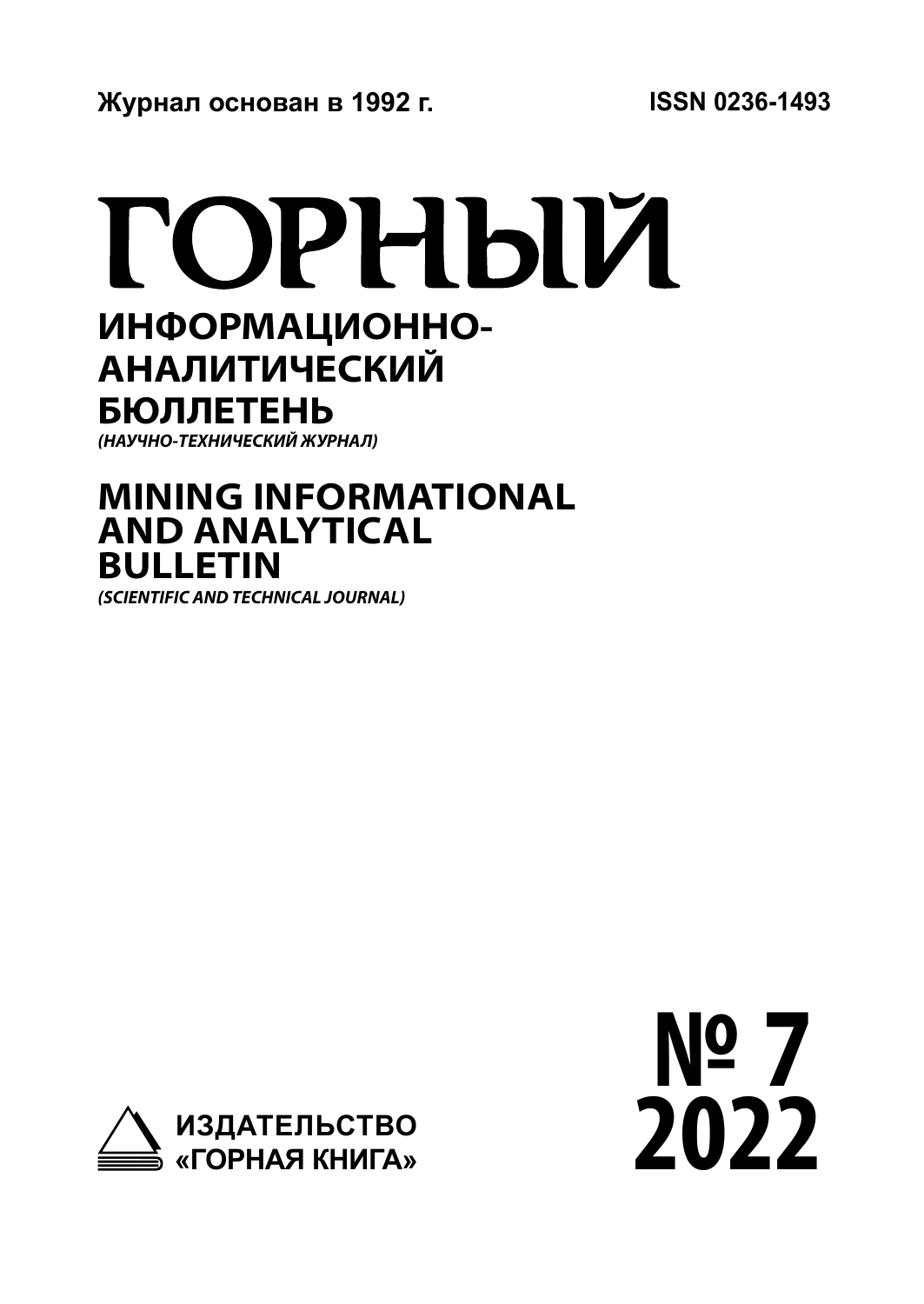Журнал основан в 1992 г.

ISSN 0236-1493

# ГОРНЫЙ

## ИНФОРМАЦИОННО-АНАЛИТИЧЕСКИЙ БЮЛЛЕТЕНЬ

*(НАУЧНО-ТЕХНИЧЕСКИЙ ЖУРНАЛ)*

## MINING INFORMATIONAL AND ANALYTICAL BULLETIN

*(SCIENTIFIC AND TECHNICAL JOURNAL)*

ИЗДАТЕЛЬСТВО «ГОРНАЯ КНИГА»

**№ 7 2022**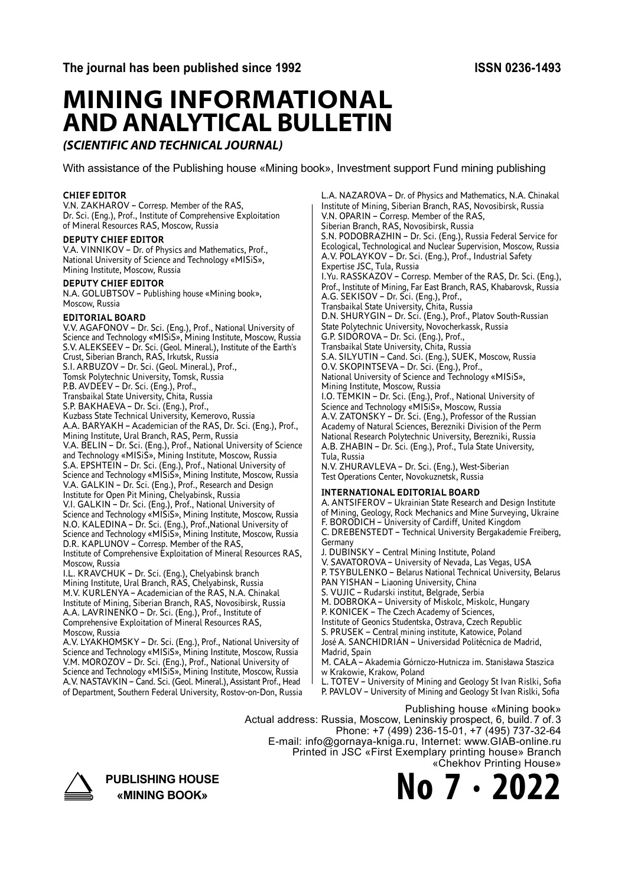**The journal has been published since 1992** **ISSN 0236-1493**

# MINING INFORMATIONAL AND ANALYTICAL BULLETIN

***(SCIENTIFIC AND TECHNICAL JOURNAL)***

With assistance of the Publishing house «Mining book», Investment support Fund mining publishing

### CHIEF EDITOR

V.N. ZAKHAROV – Corresp. Member of the RAS, Dr. Sci. (Eng.), Prof., Institute of Comprehensive Exploitation of Mineral Resources RAS, Moscow, Russia

### DEPUTY CHIEF EDITOR

V.A. VINNIKOV – Dr. of Physics and Mathematics, Prof., National University of Science and Technology «MISiS», Mining Institute, Moscow, Russia

### DEPUTY CHIEF EDITOR

N.A. GOLUBTSOV – Publishing house «Mining book», Moscow, Russia

### EDITORIAL BOARD

V.V. AGAFONOV – Dr. Sci. (Eng.), Prof., National University of Science and Technology «MISiS», Mining Institute, Moscow, Russia
S.V. ALEKSEEV – Dr. Sci. (Geol. Mineral.), Institute of the Earth's Crust, Siberian Branch, RAS, Irkutsk, Russia
S.I. ARBUZOV – Dr. Sci. (Geol. Mineral.), Prof., Tomsk Polytechnic University, Tomsk, Russia
P.B. AVDEEV – Dr. Sci. (Eng.), Prof., Transbaikal State University, Chita, Russia
S.P. BAKHAEVA – Dr. Sci. (Eng.), Prof., Kuzbass State Technical University, Kemerovo, Russia
A.A. BARYAKH – Academician of the RAS, Dr. Sci. (Eng.), Prof., Mining Institute, Ural Branch, RAS, Perm, Russia
V.A. BELIN – Dr. Sci. (Eng.), Prof., National University of Science and Technology «MISiS», Mining Institute, Moscow, Russia
S.A. EPSHTEIN – Dr. Sci. (Eng.), Prof., National University of Science and Technology «MISiS», Mining Institute, Moscow, Russia
V.A. GALKIN – Dr. Sci. (Eng.), Prof., Research and Design Institute for Open Pit Mining, Chelyabinsk, Russia
V.I. GALKIN – Dr. Sci. (Eng.), Prof., National University of Science and Technology «MISiS», Mining Institute, Moscow, Russia
N.O. KALEDINA – Dr. Sci. (Eng.), Prof.,National University of Science and Technology «MISiS», Mining Institute, Moscow, Russia
D.R. KAPLUNOV – Corresp. Member of the RAS, Institute of Comprehensive Exploitation of Mineral Resources RAS, Moscow, Russia
I.L. KRAVCHUK – Dr. Sci. (Eng.), Chelyabinsk branch Mining Institute, Ural Branch, RAS, Chelyabinsk, Russia
M.V. KURLENYA – Academician of the RAS, N.A. Chinakal Institute of Mining, Siberian Branch, RAS, Novosibirsk, Russia
A.A. LAVRINENKO – Dr. Sci. (Eng.), Prof., Institute of Comprehensive Exploitation of Mineral Resources RAS, Moscow, Russia
A.V. LYAKHOMSKY – Dr. Sci. (Eng.), Prof., National University of Science and Technology «MISiS», Mining Institute, Moscow, Russia
V.M. MOROZOV – Dr. Sci. (Eng.), Prof., National University of Science and Technology «MISiS», Mining Institute, Moscow, Russia
A.V. NASTAVKIN – Cand. Sci. (Geol. Mineral.), Assistant Prof., Head of Department, Southern Federal University, Rostov-on-Don, Russia
L.A. NAZAROVA – Dr. of Physics and Mathematics, N.A. Chinakal Institute of Mining, Siberian Branch, RAS, Novosibirsk, Russia
V.N. OPARIN – Corresp. Member of the RAS, Siberian Branch, RAS, Novosibirsk, Russia
S.N. PODOBRAZHIN – Dr. Sci. (Eng.), Russia Federal Service for Ecological, Technological and Nuclear Supervision, Moscow, Russia
A.V. POLAYKOV – Dr. Sci. (Eng.), Prof., Industrial Safety Expertise JSC, Tula, Russia
I.Yu. RASSKAZOV – Corresp. Member of the RAS, Dr. Sci. (Eng.), Prof., Institute of Mining, Far East Branch, RAS, Khabarovsk, Russia
A.G. SEKISOV – Dr. Sci. (Eng.), Prof., Transbaikal State University, Chita, Russia
D.N. SHURYGIN – Dr. Sci. (Eng.), Prof., Platov South-Russian State Polytechnic University, Novocherkassk, Russia
G.P. SIDOROVA – Dr. Sci. (Eng.), Prof., Transbaikal State University, Chita, Russia
S.A. SILYUTIN – Cand. Sci. (Eng.), SUEK, Moscow, Russia
O.V. SKOPINTSEVA – Dr. Sci. (Eng.), Prof., National University of Science and Technology «MISiS», Mining Institute, Moscow, Russia
I.O. TEMKIN – Dr. Sci. (Eng.), Prof., National University of Science and Technology «MISiS», Moscow, Russia
A.V. ZATONSKY – Dr. Sci. (Eng.), Professor of the Russian Academy of Natural Sciences, Berezniki Division of the Perm National Research Polytechnic University, Berezniki, Russia
A.B. ZHABIN – Dr. Sci. (Eng.), Prof., Tula State University, Tula, Russia
N.V. ZHURAVLEVA – Dr. Sci. (Eng.), West-Siberian Test Operations Center, Novokuznetsk, Russia

### INTERNATIONAL EDITORIAL BOARD

A. ANTSIFEROV – Ukrainian State Research and Design Institute of Mining, Geology, Rock Mechanics and Mine Surveying, Ukraine
F. BORODICH – University of Cardiff, United Kingdom
C. DREBENSTEDT – Technical University Bergakademie Freiberg, Germany
J. DUBINSKY – Central Mining Institute, Poland
V. SAVATOROVA – University of Nevada, Las Vegas, USA
P. TSYBULENKO – Belarus National Technical University, Belarus
PAN YISHAN – Liaoning University, China
S. VUJIC – Rudarski institut, Belgrade, Serbia
M. DOBROKA – University of Miskolc, Miskolc, Hungary
P. KONICEK – The Czech Academy of Sciences, Institute of Geonics Studentska, Ostrava, Czech Republic
S. PRUSEK – Central mining institute, Katowice, Poland
José A. SANCHIDRIÁN – Universidad Politécnica de Madrid, Madrid, Spain
M. CAŁA – Akademia Górniczo-Hutnicza im. Stanisława Staszica w Krakowie, Krakow, Poland
L. TOTEV – University of Mining and Geology St Ivan Rislki, Sofia
P. PAVLOV – University of Mining and Geology St Ivan Rislki, Sofia

Publishing house «Mining book»
Actual address: Russia, Moscow, Leninskiy prospect, 6, build. 7 of. 3
Phone: +7 (499) 236-15-01, +7 (495) 737-32-64
E-mail: info@gornaya-kniga.ru, Internet: www.GIAB-online.ru
Printed in JSC «First Exemplary printing house» Branch «Chekhov Printing House»

**PUBLISHING HOUSE «MINING BOOK»**

**No 7 · 2022**